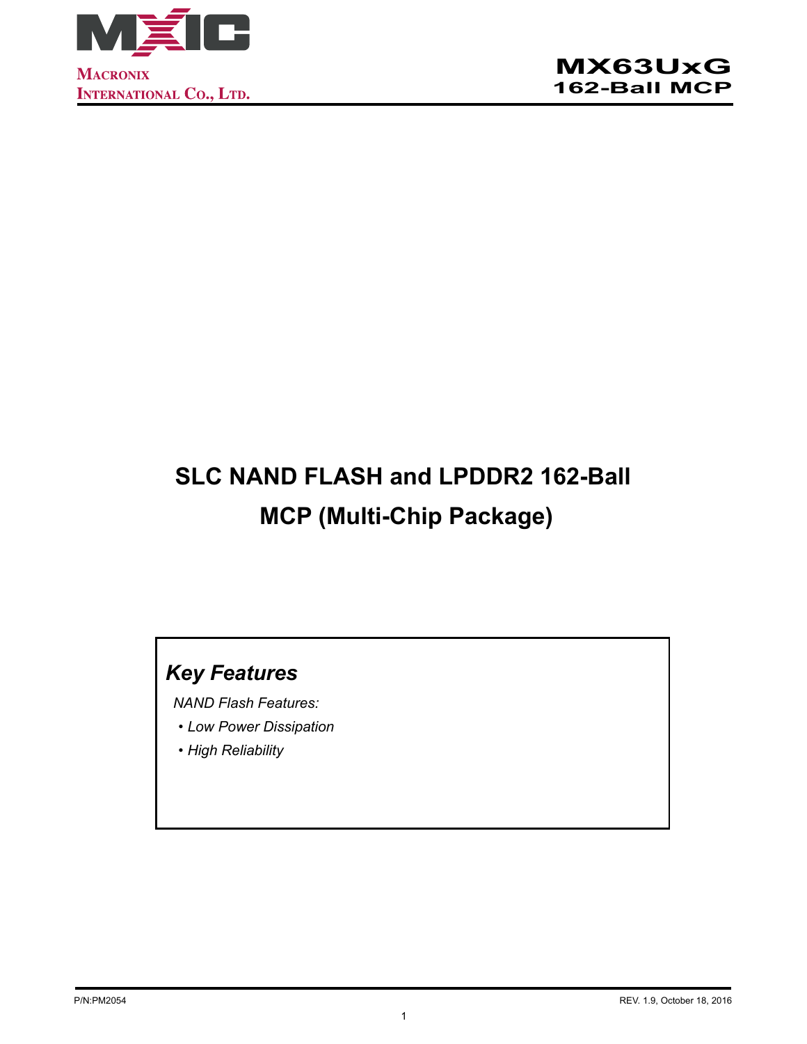# SLC NAND FLASH and LPDDR2 162-Ball MCP (Multi-Chip Package)

## *Key Features*

*NAND Flash Features:*

- *Low Power Dissipation*
- *High Reliability*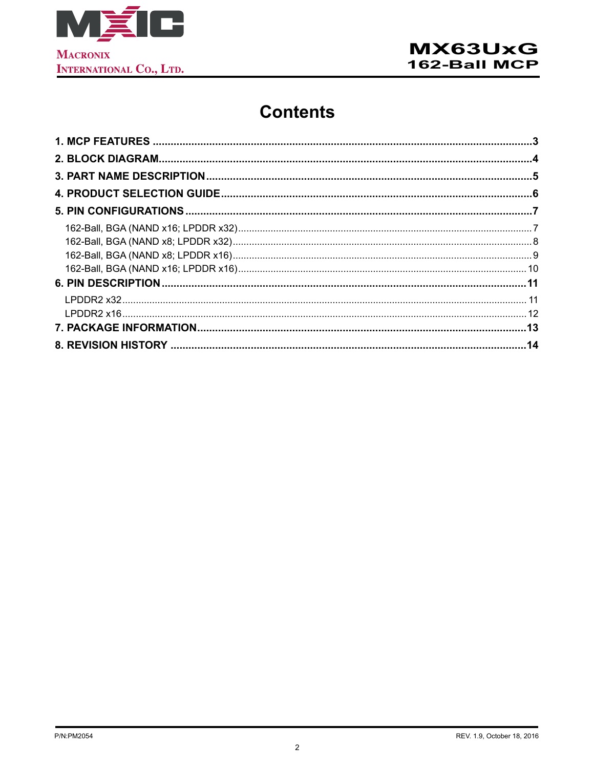# Contents

**1. MCP FEATURES** ........................................................................................................ **3**

**2. BLOCK DIAGRAM** ........................................................................................................ **4**

**3. PART NAME DESCRIPTION** ........................................................................................ **5**

**4. PRODUCT SELECTION GUIDE** ................................................................................... **6**

**5. PIN CONFIGURATIONS** ............................................................................................... **7**

- 162-Ball, BGA (NAND x16; LPDDR x32) ........................................................................ 7
- 162-Ball, BGA (NAND x8; LPDDR x32) .......................................................................... 8
- 162-Ball, BGA (NAND x8; LPDDR x16) .......................................................................... 9
- 162-Ball, BGA (NAND x16; LPDDR x16) ........................................................................ 10

**6. PIN DESCRIPTION** ..................................................................................................... **11**

- LPDDR2 x32 .................................................................................................................. 11
- LPDDR2 x16 .................................................................................................................. 12

**7. PACKAGE INFORMATION** ........................................................................................... **13**

**8. REVISION HISTORY** .................................................................................................... **14**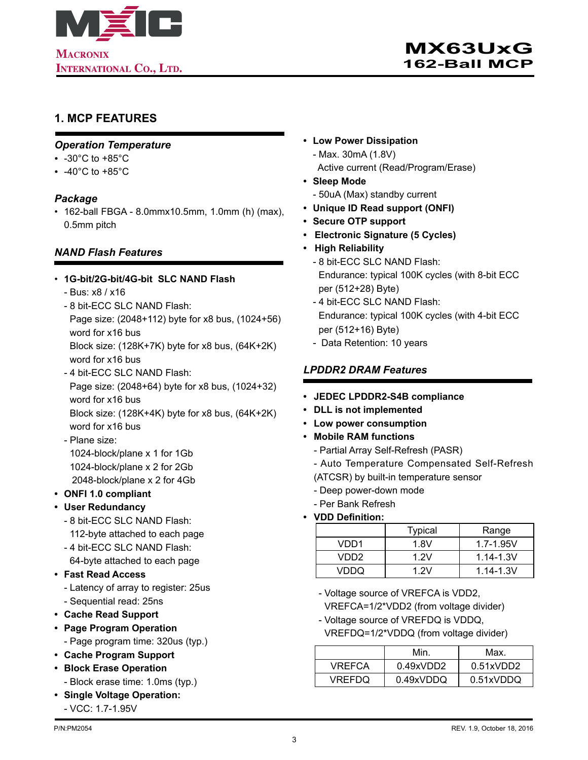## 1. MCP FEATURES

### *Operation Temperature*

- -30°C to +85°C
- -40°C to +85°C

### *Package*

- 162-ball FBGA - 8.0mmx10.5mm, 1.0mm (h) (max), 0.5mm pitch

### *NAND Flash Features*

- **1G-bit/2G-bit/4G-bit SLC NAND Flash**
  - Bus: x8 / x16
  - 8 bit-ECC SLC NAND Flash:
    Page size: (2048+112) byte for x8 bus, (1024+56) word for x16 bus
    Block size: (128K+7K) byte for x8 bus, (64K+2K) word for x16 bus
  - 4 bit-ECC SLC NAND Flash:
    Page size: (2048+64) byte for x8 bus, (1024+32) word for x16 bus
    Block size: (128K+4K) byte for x8 bus, (64K+2K) word for x16 bus
  - Plane size:
    1024-block/plane x 1 for 1Gb
    1024-block/plane x 2 for 2Gb
    2048-block/plane x 2 for 4Gb
- **ONFI 1.0 compliant**
- **User Redundancy**
  - 8 bit-ECC SLC NAND Flash:
    112-byte attached to each page
  - 4 bit-ECC SLC NAND Flash:
    64-byte attached to each page
- **Fast Read Access**
  - Latency of array to register: 25us
  - Sequential read: 25ns
- **Cache Read Support**
- **Page Program Operation**
  - Page program time: 320us (typ.)
- **Cache Program Support**
- **Block Erase Operation**
  - Block erase time: 1.0ms (typ.)
- **Single Voltage Operation:**
  - VCC: 1.7-1.95V
- **Low Power Dissipation**
  - Max. 30mA (1.8V)
    Active current (Read/Program/Erase)
- **Sleep Mode**
  - 50uA (Max) standby current
- **Unique ID Read support (ONFI)**
- **Secure OTP support**
- **Electronic Signature (5 Cycles)**
- **High Reliability**
  - 8 bit-ECC SLC NAND Flash:
    Endurance: typical 100K cycles (with 8-bit ECC per (512+28) Byte)
  - 4 bit-ECC SLC NAND Flash:
    Endurance: typical 100K cycles (with 4-bit ECC per (512+16) Byte)
  - Data Retention: 10 years

### *LPDDR2 DRAM Features*

- **JEDEC LPDDR2-S4B compliance**
- **DLL is not implemented**
- **Low power consumption**
- **Mobile RAM functions**
  - Partial Array Self-Refresh (PASR)
  - Auto Temperature Compensated Self-Refresh (ATCSR) by built-in temperature sensor
  - Deep power-down mode
  - Per Bank Refresh
- **VDD Definition:**

| | Typical | Range |
|---|---|---|
| VDD1 | 1.8V | 1.7-1.95V |
| VDD2 | 1.2V | 1.14-1.3V |
| VDDQ | 1.2V | 1.14-1.3V |

  - Voltage source of VREFCA is VDD2, VREFCA=1/2*VDD2 (from voltage divider)
  - Voltage source of VREFDQ is VDDQ, VREFDQ=1/2*VDDQ (from voltage divider)

| | Min. | Max. |
|---|---|---|
| VREFCA | 0.49xVDD2 | 0.51xVDD2 |
| VREFDQ | 0.49xVDDQ | 0.51xVDDQ |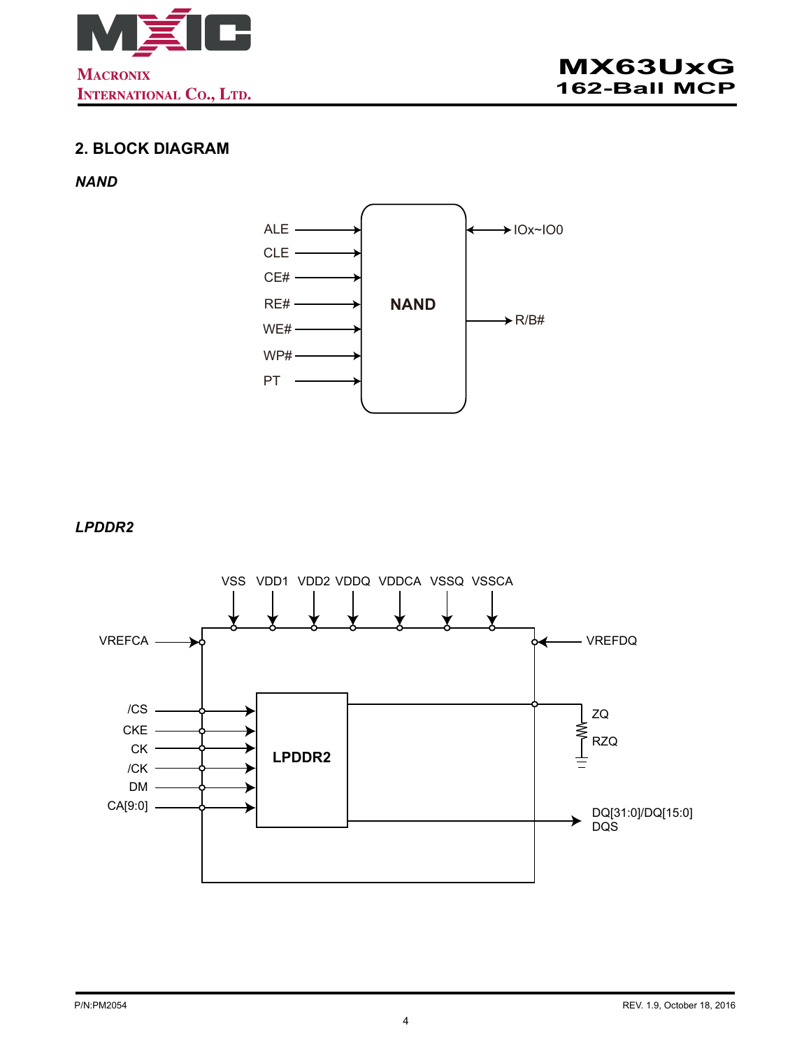## 2. BLOCK DIAGRAM

*NAND*

ALE
CLE
CE#
RE#
WE#
WP#
PT

**NAND**

IOx~IO0
R/B#

*LPDDR2*

VSS VDD1 VDD2 VDDQ VDDCA VSSQ VSSCA

VREFCA
VREFDQ

/CS
CKE
CK
/CK
DM
CA[9:0]

**LPDDR2**

ZQ
RZQ

DQ[31:0]/DQ[15:0]
DQS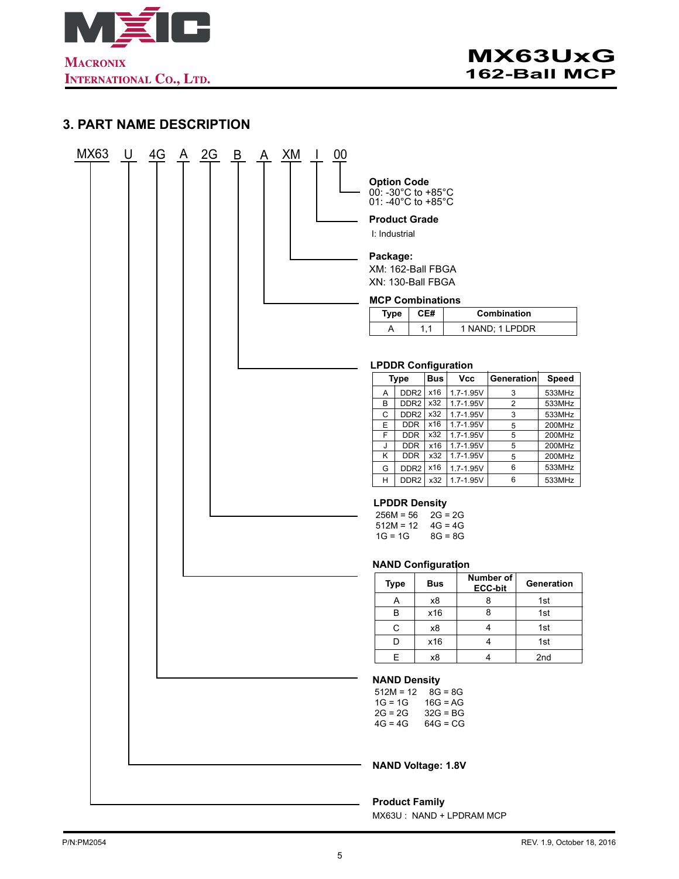## 3. PART NAME DESCRIPTION

MX63 U 4G A 2G B A XM I 00

**Option Code**
00: -30°C to +85°C
01: -40°C to +85°C

**Product Grade**
I: Industrial

**Package:**
XM: 162-Ball FBGA
XN: 130-Ball FBGA

**MCP Combinations**

| Type | CE# | Combination |
|---|---|---|
| A | 1,1 | 1 NAND; 1 LPDDR |

**LPDDR Configuration**

| Type | | Bus | Vcc | Generation | Speed |
|---|---|---|---|---|---|
| A | DDR2 | x16 | 1.7-1.95V | 3 | 533MHz |
| B | DDR2 | x32 | 1.7-1.95V | 2 | 533MHz |
| C | DDR2 | x32 | 1.7-1.95V | 3 | 533MHz |
| E | DDR | x16 | 1.7-1.95V | 5 | 200MHz |
| F | DDR | x32 | 1.7-1.95V | 5 | 200MHz |
| J | DDR | x16 | 1.7-1.95V | 5 | 200MHz |
| K | DDR | x32 | 1.7-1.95V | 5 | 200MHz |
| G | DDR2 | x16 | 1.7-1.95V | 6 | 533MHz |
| H | DDR2 | x32 | 1.7-1.95V | 6 | 533MHz |

**LPDDR Density**
256M = 56    2G = 2G
512M = 12    4G = 4G
1G = 1G    8G = 8G

**NAND Configuration**

| Type | Bus | Number of ECC-bit | Generation |
|---|---|---|---|
| A | x8 | 8 | 1st |
| B | x16 | 8 | 1st |
| C | x8 | 4 | 1st |
| D | x16 | 4 | 1st |
| E | x8 | 4 | 2nd |

**NAND Density**
512M = 12    8G = 8G
1G = 1G    16G = AG
2G = 2G    32G = BG
4G = 4G    64G = CG

**NAND Voltage: 1.8V**

**Product Family**
MX63U : NAND + LPDRAM MCP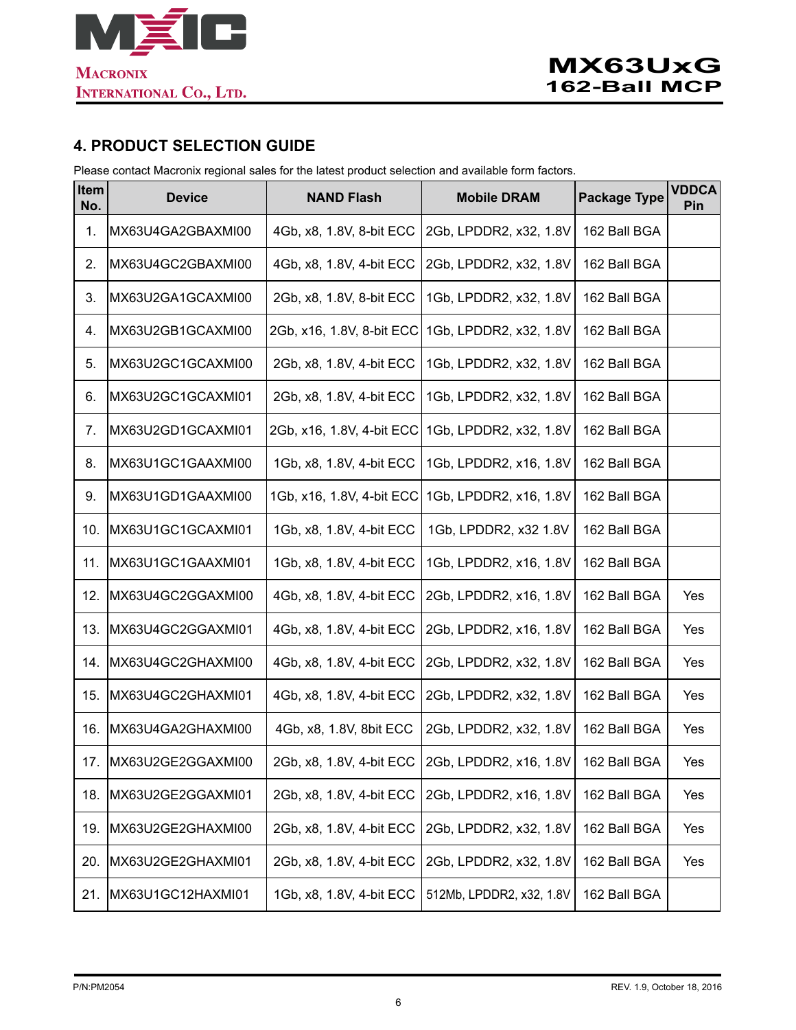## 4. PRODUCT SELECTION GUIDE

Please contact Macronix regional sales for the latest product selection and available form factors.

| Item No. | Device | NAND Flash | Mobile DRAM | Package Type | VDDCA Pin |
|---|---|---|---|---|---|
| 1. | MX63U4GA2GBAXMI00 | 4Gb, x8, 1.8V, 8-bit ECC | 2Gb, LPDDR2, x32, 1.8V | 162 Ball BGA | |
| 2. | MX63U4GC2GBAXMI00 | 4Gb, x8, 1.8V, 4-bit ECC | 2Gb, LPDDR2, x32, 1.8V | 162 Ball BGA | |
| 3. | MX63U2GA1GCAXMI00 | 2Gb, x8, 1.8V, 8-bit ECC | 1Gb, LPDDR2, x32, 1.8V | 162 Ball BGA | |
| 4. | MX63U2GB1GCAXMI00 | 2Gb, x16, 1.8V, 8-bit ECC | 1Gb, LPDDR2, x32, 1.8V | 162 Ball BGA | |
| 5. | MX63U2GC1GCAXMI00 | 2Gb, x8, 1.8V, 4-bit ECC | 1Gb, LPDDR2, x32, 1.8V | 162 Ball BGA | |
| 6. | MX63U2GC1GCAXMI01 | 2Gb, x8, 1.8V, 4-bit ECC | 1Gb, LPDDR2, x32, 1.8V | 162 Ball BGA | |
| 7. | MX63U2GD1GCAXMI01 | 2Gb, x16, 1.8V, 4-bit ECC | 1Gb, LPDDR2, x32, 1.8V | 162 Ball BGA | |
| 8. | MX63U1GC1GAAXMI00 | 1Gb, x8, 1.8V, 4-bit ECC | 1Gb, LPDDR2, x16, 1.8V | 162 Ball BGA | |
| 9. | MX63U1GD1GAAXMI00 | 1Gb, x16, 1.8V, 4-bit ECC | 1Gb, LPDDR2, x16, 1.8V | 162 Ball BGA | |
| 10. | MX63U1GC1GCAXMI01 | 1Gb, x8, 1.8V, 4-bit ECC | 1Gb, LPDDR2, x32 1.8V | 162 Ball BGA | |
| 11. | MX63U1GC1GAAXMI01 | 1Gb, x8, 1.8V, 4-bit ECC | 1Gb, LPDDR2, x16, 1.8V | 162 Ball BGA | |
| 12. | MX63U4GC2GGAXMI00 | 4Gb, x8, 1.8V, 4-bit ECC | 2Gb, LPDDR2, x16, 1.8V | 162 Ball BGA | Yes |
| 13. | MX63U4GC2GGAXMI01 | 4Gb, x8, 1.8V, 4-bit ECC | 2Gb, LPDDR2, x16, 1.8V | 162 Ball BGA | Yes |
| 14. | MX63U4GC2GHAXMI00 | 4Gb, x8, 1.8V, 4-bit ECC | 2Gb, LPDDR2, x32, 1.8V | 162 Ball BGA | Yes |
| 15. | MX63U4GC2GHAXMI01 | 4Gb, x8, 1.8V, 4-bit ECC | 2Gb, LPDDR2, x32, 1.8V | 162 Ball BGA | Yes |
| 16. | MX63U4GA2GHAXMI00 | 4Gb, x8, 1.8V, 8bit ECC | 2Gb, LPDDR2, x32, 1.8V | 162 Ball BGA | Yes |
| 17. | MX63U2GE2GGAXMI00 | 2Gb, x8, 1.8V, 4-bit ECC | 2Gb, LPDDR2, x16, 1.8V | 162 Ball BGA | Yes |
| 18. | MX63U2GE2GGAXMI01 | 2Gb, x8, 1.8V, 4-bit ECC | 2Gb, LPDDR2, x16, 1.8V | 162 Ball BGA | Yes |
| 19. | MX63U2GE2GHAXMI00 | 2Gb, x8, 1.8V, 4-bit ECC | 2Gb, LPDDR2, x32, 1.8V | 162 Ball BGA | Yes |
| 20. | MX63U2GE2GHAXMI01 | 2Gb, x8, 1.8V, 4-bit ECC | 2Gb, LPDDR2, x32, 1.8V | 162 Ball BGA | Yes |
| 21. | MX63U1GC12HAXMI01 | 1Gb, x8, 1.8V, 4-bit ECC | 512Mb, LPDDR2, x32, 1.8V | 162 Ball BGA | |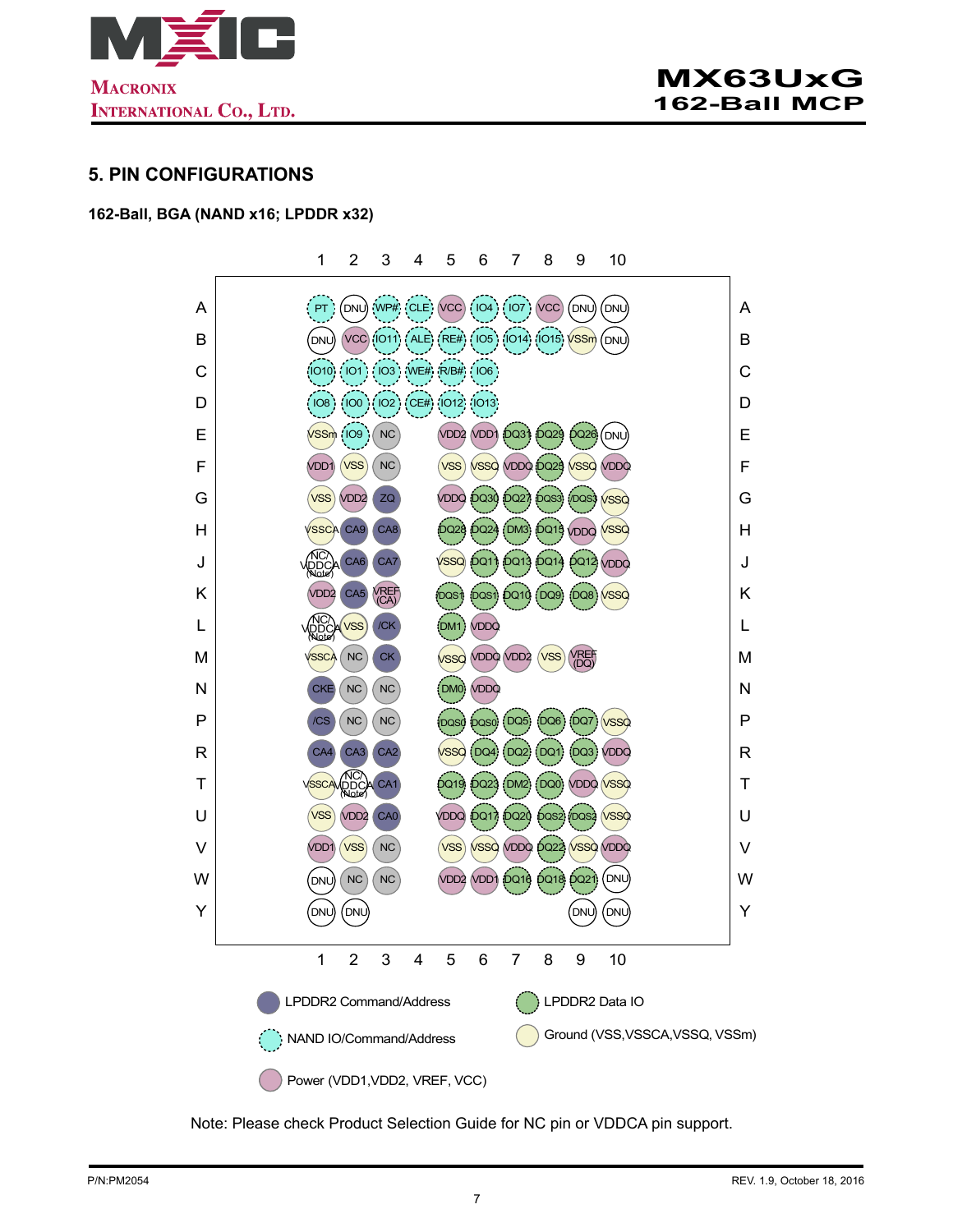## 5. PIN CONFIGURATIONS

### 162-Ball, BGA (NAND x16; LPDDR x32)

| | 1 | 2 | 3 | 4 | 5 | 6 | 7 | 8 | 9 | 10 |
|---|---|---|---|---|---|---|---|---|---|---|
| A | PT | DNU | WP# | CLE | VCC | IO4 | IO7 | VCC | DNU | DNU |
| B | DNU | VCC | IO11 | ALE | RE# | IO5 | IO14 | IO15 | VSSm | DNU |
| C | IO10 | IO1 | IO3 | WE# | R/B# | IO6 | | | | |
| D | IO8 | IO0 | IO2 | CE# | IO12 | IO13 | | | | |
| E | VSSm | IO9 | NC | | VDD2 | VDD1 | DQ31 | DQ29 | DQ26 | DNU |
| F | VDD1 | VSS | NC | | VSS | VSSQ | VDDQ | DQ25 | VSSQ | VDDQ |
| G | VSS | VDD2 | ZQ | | VDDQ | DQ30 | DQ27 | DQS3 | /DQS3 | VSSQ |
| H | VSSCA | CA9 | CA8 | | DQ28 | DQ24 | DM3 | DQ15 | VDDQ | VSSQ |
| J | NC/VDDCA (Note) | CA6 | CA7 | | VSSQ | DQ11 | DQ13 | DQ14 | DQ12 | VDDQ |
| K | VDD2 | CA5 | VREF (CA) | | /DQS1 | DQS1 | DQ10 | DQ9 | DQ8 | VSSQ |
| L | NC/VDDCA (Note) | VSS | /CK | | DM1 | VDDQ | | | | |
| M | VSSCA | NC | CK | | VSSQ | VDDQ | VDD2 | VSS | VREF (DQ) | |
| N | CKE | NC | NC | | DM0 | VDDQ | | | | |
| P | /CS | NC | NC | | /DQS0 | DQS0 | DQ5 | DQ6 | DQ7 | VSSQ |
| R | CA4 | CA3 | CA2 | | VSSQ | DQ4 | DQ2 | DQ1 | DQ3 | VDDQ |
| T | VSSCA | NC/VDDCA (Note) | CA1 | | DQ19 | DQ23 | DM2 | DQ0 | VDDQ | VSSQ |
| U | VSS | VDD2 | CA0 | | VDDQ | DQ17 | DQ20 | DQS2 | /DQS2 | VSSQ |
| V | VDD1 | VSS | NC | | VSS | VSSQ | VDDQ | DQ22 | VSSQ | VDDQ |
| W | DNU | NC | NC | | VDD2 | VDD1 | DQ16 | DQ18 | DQ21 | DNU |
| Y | DNU | DNU | | | | | | | DNU | DNU |

Legend:
- LPDDR2 Command/Address
- LPDDR2 Data IO
- NAND IO/Command/Address
- Ground (VSS,VSSCA,VSSQ, VSSm)
- Power (VDD1,VDD2, VREF, VCC)

Note: Please check Product Selection Guide for NC pin or VDDCA pin support.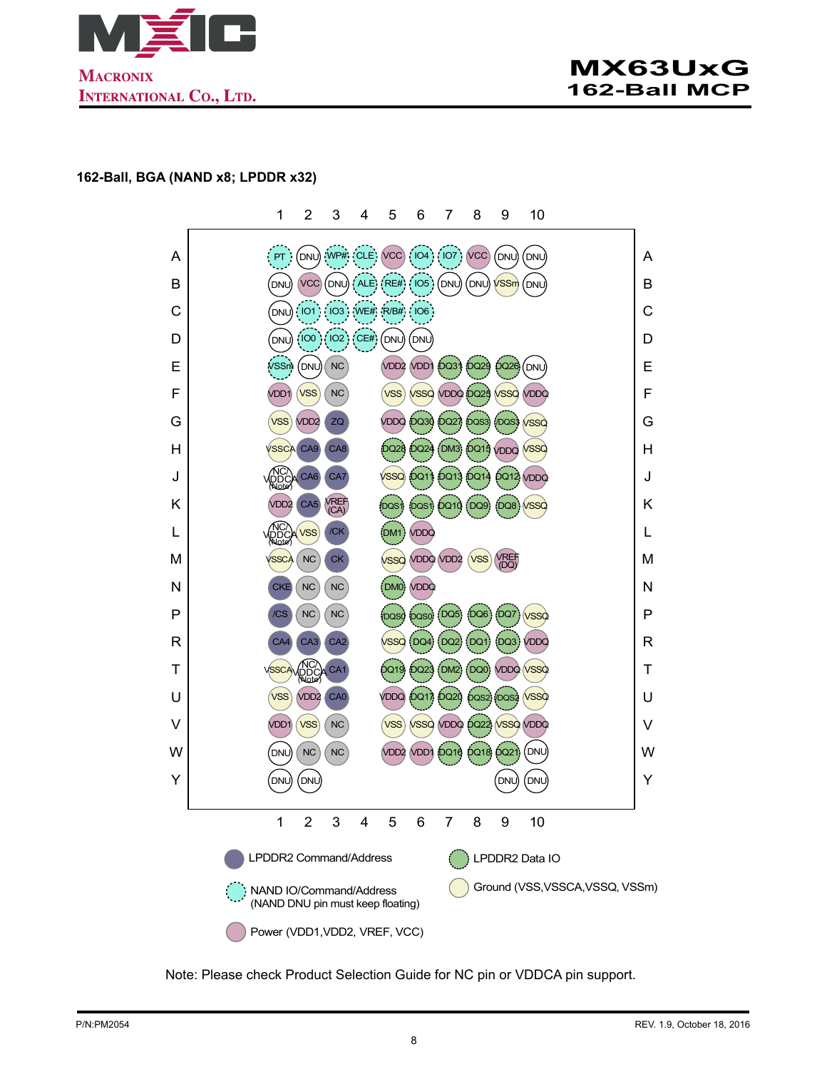**162-Ball, BGA (NAND x8; LPDDR x32)**

| | 1 | 2 | 3 | 4 | 5 | 6 | 7 | 8 | 9 | 10 |
|---|---|---|---|---|---|---|---|---|---|---|
| A | PT | DNU | WP# | CLE | VCC | IO4 | IO7 | VCC | DNU | DNU |
| B | DNU | VCC | DNU | ALE | RE# | IO5 | DNU | DNU | VSSm | DNU |
| C | DNU | IO1 | IO3 | WE# | R/B# | IO6 | | | | |
| D | DNU | IO0 | IO2 | CE# | DNU | DNU | | | | |
| E | VSSm | DNU | NC | | VDD2 | VDD1 | DQ31 | DQ29 | DQ26 | DNU |
| F | VDD1 | VSS | NC | | VSS | VSSQ | VDDQ | DQ25 | VSSQ | VDDQ |
| G | VSS | VDD2 | ZQ | | VDDQ | DQ30 | DQ27 | DQS3 | /DQS3 | VSSQ |
| H | VSSCA | CA9 | CA8 | | DQ28 | DQ24 | DM3 | DQ15 | VDDQ | VSSQ |
| J | NC/VDDCA (Note) | CA6 | CA7 | | VSSQ | DQ11 | DQ13 | DQ14 | DQ12 | VDDQ |
| K | VDD2 | CA5 | VREF (CA) | | /DQS1 | DQS1 | DQ10 | DQ9 | DQ8 | VSSQ |
| L | NC/VDDCA (Note) | VSS | /CK | | DM1 | VDDQ | | | | |
| M | VSSCA | NC | CK | | VSSQ | VDDQ | VDD2 | VSS | VREF (DQ) | |
| N | CKE | NC | NC | | DM0 | VDDQ | | | | |
| P | /CS | NC | NC | | /DQS0 | DQS0 | DQ5 | DQ6 | DQ7 | VSSQ |
| R | CA4 | CA3 | CA2 | | VSSQ | DQ4 | DQ2 | DQ1 | DQ3 | VDDQ |
| T | VSSCA | NC/VDDCA (Note) | CA1 | | DQ19 | DQ23 | DM2 | DQ0 | VDDQ | VSSQ |
| U | VSS | VDD2 | CA0 | | VDDQ | DQ17 | DQ20 | DQS2 | /DQS2 | VSSQ |
| V | VDD1 | VSS | NC | | VSS | VSSQ | VDDQ | DQ22 | VSSQ | VDDQ |
| W | DNU | NC | NC | | VDD2 | VDD1 | DQ16 | DQ18 | DQ21 | DNU |
| Y | DNU | DNU | | | | | | | DNU | DNU |

Legend:

- LPDDR2 Command/Address
- LPDDR2 Data IO
- NAND IO/Command/Address (NAND DNU pin must keep floating)
- Ground (VSS, VSSCA, VSSQ, VSSm)
- Power (VDD1, VDD2, VREF, VCC)

Note: Please check Product Selection Guide for NC pin or VDDCA pin support.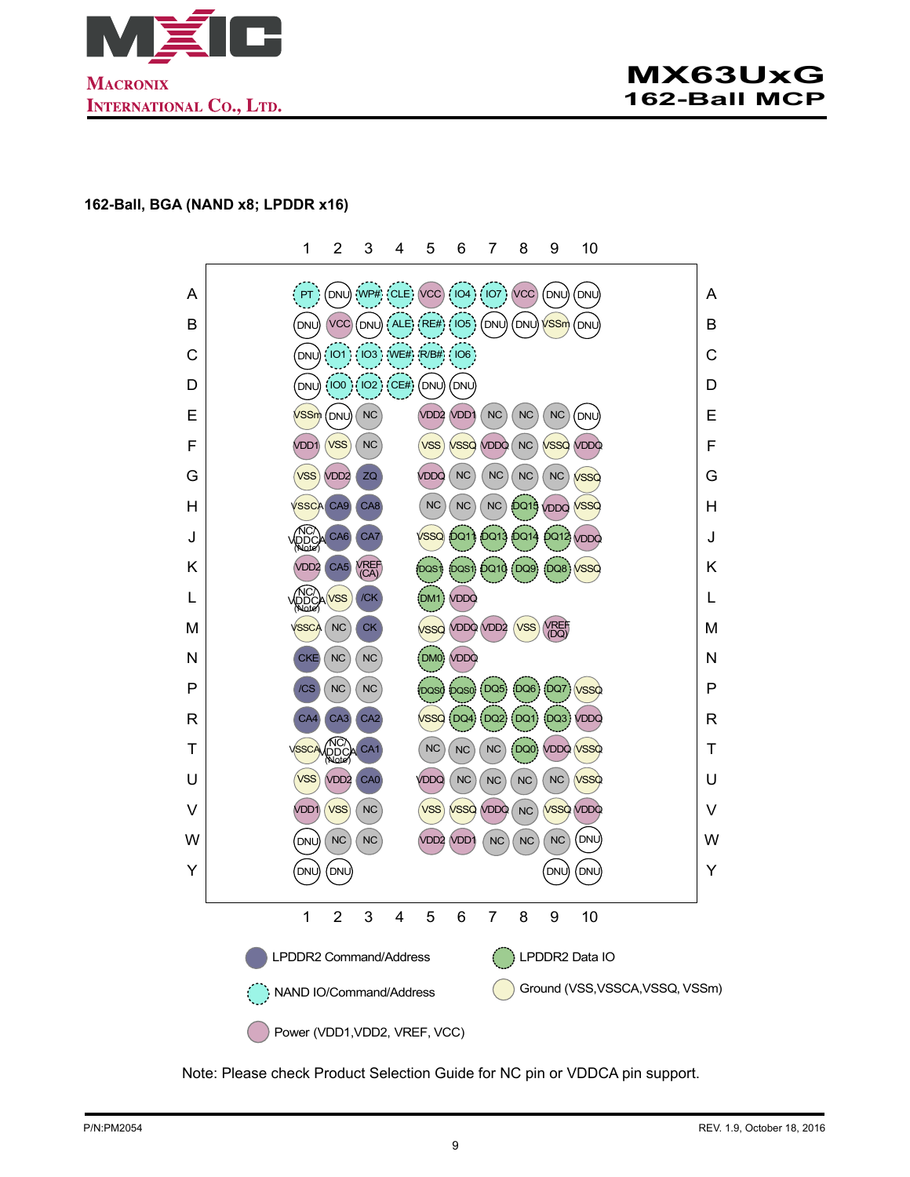## 162-Ball, BGA (NAND x8; LPDDR x16)

|   | 1 | 2 | 3 | 4 | 5 | 6 | 7 | 8 | 9 | 10 |
|---|---|---|---|---|---|---|---|---|---|---|
| A | PT | DNU | WP# | CLE | VCC | IO4 | IO7 | VCC | DNU | DNU |
| B | DNU | VCC | DNU | ALE | RE# | IO5 | DNU | DNU | VSSm | DNU |
| C | DNU | IO1 | IO3 | WE# | R/B# | IO6 | | | | |
| D | DNU | IO0 | IO2 | CE# | DNU | DNU | | | | |
| E | VSSm | DNU | NC | | VDD2 | VDD1 | NC | NC | NC | DNU |
| F | VDD1 | VSS | NC | | VSS | VSSQ | VDDQ | NC | VSSQ | VDDQ |
| G | VSS | VDD2 | ZQ | | VDDQ | NC | NC | NC | NC | VSSQ |
| H | VSSCA | CA9 | CA8 | | NC | NC | NC | DQ15 | VDDQ | VSSQ |
| J | NC/VDDCA (Note) | CA6 | CA7 | | VSSQ | DQ11 | DQ13 | DQ14 | DQ12 | VDDQ |
| K | VDD2 | CA5 | VREF (CA) | | DQS1 | DQS1 | DQ10 | DQ9 | DQ8 | VSSQ |
| L | NC/VDDCA (Note) | VSS | /CK | | DM1 | VDDQ | | | | |
| M | VSSCA | NC | CK | | VSSQ | VDDQ | VDD2 | VSS | VREF (DQ) | |
| N | CKE | NC | NC | | DM0 | VDDQ | | | | |
| P | /CS | NC | NC | | DQS0 | DQS0 | DQ5 | DQ6 | DQ7 | VSSQ |
| R | CA4 | CA3 | CA2 | | VSSQ | DQ4 | DQ2 | DQ1 | DQ3 | VDDQ |
| T | VSSCA | NC/VDDCA (Note) | CA1 | | NC | NC | NC | DQ0 | VDDQ | VSSQ |
| U | VSS | VDD2 | CA0 | | VDDQ | NC | NC | NC | NC | VSSQ |
| V | VDD1 | VSS | NC | | VSS | VSSQ | VDDQ | NC | VSSQ | VDDQ |
| W | DNU | NC | NC | | VDD2 | VDD1 | NC | NC | NC | DNU |
| Y | DNU | DNU | | | | | | | DNU | DNU |

Legend:
- LPDDR2 Command/Address
- LPDDR2 Data IO
- NAND IO/Command/Address
- Ground (VSS,VSSCA,VSSQ, VSSm)
- Power (VDD1,VDD2, VREF, VCC)

Note: Please check Product Selection Guide for NC pin or VDDCA pin support.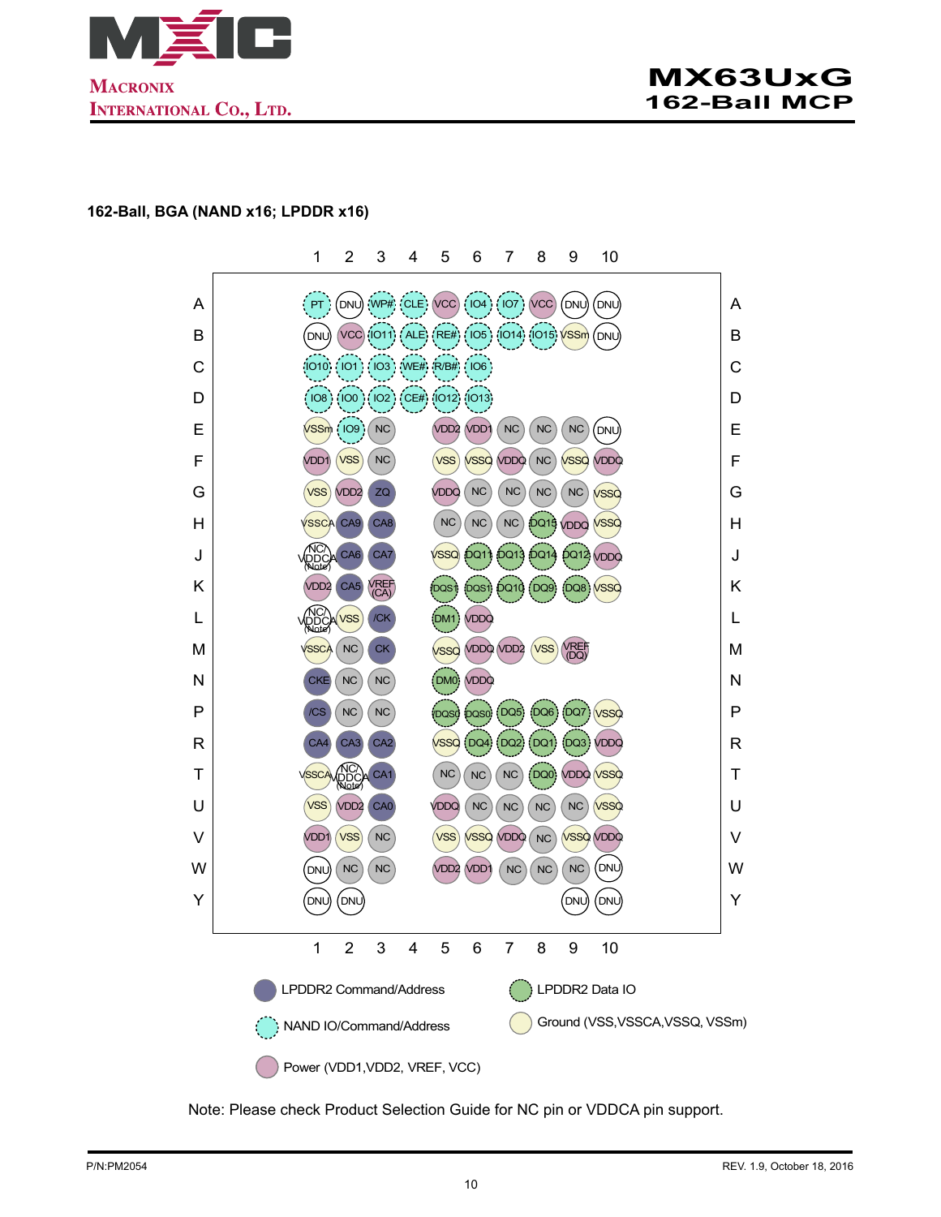### 162-Ball, BGA (NAND x16; LPDDR x16)

|   | 1 | 2 | 3 | 4 | 5 | 6 | 7 | 8 | 9 | 10 |   |
|---|---|---|---|---|---|---|---|---|---|---|---|
| **A** | PT | DNU | WP# | CLE | VCC | IO4 | IO7 | VCC | DNU | DNU | **A** |
| **B** | DNU | VCC | IO11 | ALE | RE# | IO5 | IO14 | IO15 | VSSm | DNU | **B** |
| **C** | IO10 | IO1 | IO3 | WE# | R/B# | IO6 | | | | | **C** |
| **D** | IO8 | IO0 | IO2 | CE# | IO12 | IO13 | | | | | **D** |
| **E** | VSSm | IO9 | NC | | VDD2 | VDD1 | NC | NC | NC | DNU | **E** |
| **F** | VDD1 | VSS | NC | | VSS | VSSQ | VDDQ | NC | VSSQ | VDDQ | **F** |
| **G** | VSS | VDD2 | ZQ | | VDDQ | NC | NC | NC | NC | VSSQ | **G** |
| **H** | VSSCA | CA9 | CA8 | | NC | NC | NC | DQ15 | VDDQ | VSSQ | **H** |
| **J** | NC/ VDDCA (Note) | CA6 | CA7 | | VSSQ | DQ11 | DQ13 | DQ14 | DQ12 | VDDQ | **J** |
| **K** | VDD2 | CA5 | VREF (CA) | | DQS1 | DQS1 | DQ10 | DQ9 | DQ8 | VSSQ | **K** |
| **L** | NC/ VDDCA (Note) | VSS | /CK | | DM1 | VDDQ | | | | | **L** |
| **M** | VSSCA | NC | CK | | VSSQ | VDDQ | VDD2 | VSS | VREF (DQ) | | **M** |
| **N** | CKE | NC | NC | | DM0 | VDDQ | | | | | **N** |
| **P** | /CS | NC | NC | | DQS0 | DQS0 | DQ5 | DQ6 | DQ7 | VSSQ | **P** |
| **R** | CA4 | CA3 | CA2 | | VSSQ | DQ4 | DQ2 | DQ1 | DQ3 | VDDQ | **R** |
| **T** | VSSCA | NC/ VDDCA (Note) | CA1 | | NC | NC | NC | DQ0 | VDDQ | VSSQ | **T** |
| **U** | VSS | VDD2 | CA0 | | VDDQ | NC | NC | NC | NC | VSSQ | **U** |
| **V** | VDD1 | VSS | NC | | VSS | VSSQ | VDDQ | NC | VSSQ | VDDQ | **V** |
| **W** | DNU | NC | NC | | VDD2 | VDD1 | NC | NC | NC | DNU | **W** |
| **Y** | DNU | DNU | | | | | | | DNU | DNU | **Y** |

Legend:
- LPDDR2 Command/Address
- LPDDR2 Data IO
- NAND IO/Command/Address
- Ground (VSS,VSSCA,VSSQ, VSSm)
- Power (VDD1,VDD2, VREF, VCC)

Note: Please check Product Selection Guide for NC pin or VDDCA pin support.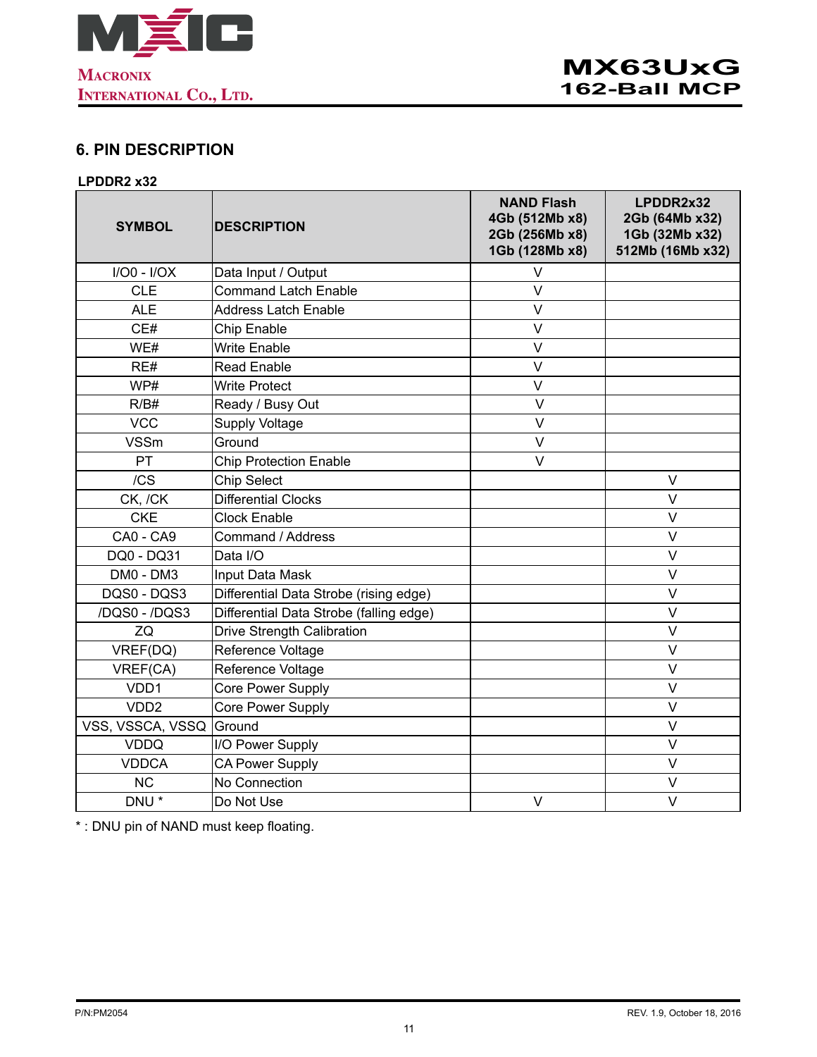## 6. PIN DESCRIPTION

**LPDDR2 x32**

| SYMBOL | DESCRIPTION | NAND Flash 4Gb (512Mb x8) 2Gb (256Mb x8) 1Gb (128Mb x8) | LPDDR2x32 2Gb (64Mb x32) 1Gb (32Mb x32) 512Mb (16Mb x32) |
|---|---|---|---|
| I/O0 - I/OX | Data Input / Output | V | |
| CLE | Command Latch Enable | V | |
| ALE | Address Latch Enable | V | |
| CE# | Chip Enable | V | |
| WE# | Write Enable | V | |
| RE# | Read Enable | V | |
| WP# | Write Protect | V | |
| R/B# | Ready / Busy Out | V | |
| VCC | Supply Voltage | V | |
| VSSm | Ground | V | |
| PT | Chip Protection Enable | V | |
| /CS | Chip Select | | V |
| CK, /CK | Differential Clocks | | V |
| CKE | Clock Enable | | V |
| CA0 - CA9 | Command / Address | | V |
| DQ0 - DQ31 | Data I/O | | V |
| DM0 - DM3 | Input Data Mask | | V |
| DQS0 - DQS3 | Differential Data Strobe (rising edge) | | V |
| /DQS0 - /DQS3 | Differential Data Strobe (falling edge) | | V |
| ZQ | Drive Strength Calibration | | V |
| VREF(DQ) | Reference Voltage | | V |
| VREF(CA) | Reference Voltage | | V |
| VDD1 | Core Power Supply | | V |
| VDD2 | Core Power Supply | | V |
| VSS, VSSCA, VSSQ | Ground | | V |
| VDDQ | I/O Power Supply | | V |
| VDDCA | CA Power Supply | | V |
| NC | No Connection | | V |
| DNU * | Do Not Use | V | V |

* : DNU pin of NAND must keep floating.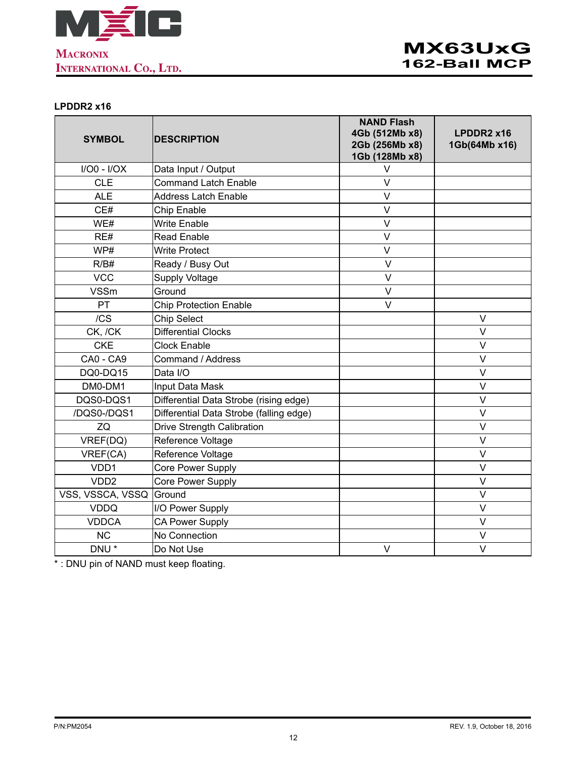**LPDDR2 x16**

| SYMBOL | DESCRIPTION | NAND Flash 4Gb (512Mb x8) 2Gb (256Mb x8) 1Gb (128Mb x8) | LPDDR2 x16 1Gb(64Mb x16) |
|---|---|---|---|
| I/O0 - I/OX | Data Input / Output | V | |
| CLE | Command Latch Enable | V | |
| ALE | Address Latch Enable | V | |
| CE# | Chip Enable | V | |
| WE# | Write Enable | V | |
| RE# | Read Enable | V | |
| WP# | Write Protect | V | |
| R/B# | Ready / Busy Out | V | |
| VCC | Supply Voltage | V | |
| VSSm | Ground | V | |
| PT | Chip Protection Enable | V | |
| /CS | Chip Select | | V |
| CK, /CK | Differential Clocks | | V |
| CKE | Clock Enable | | V |
| CA0 - CA9 | Command / Address | | V |
| DQ0-DQ15 | Data I/O | | V |
| DM0-DM1 | Input Data Mask | | V |
| DQS0-DQS1 | Differential Data Strobe (rising edge) | | V |
| /DQS0-/DQS1 | Differential Data Strobe (falling edge) | | V |
| ZQ | Drive Strength Calibration | | V |
| VREF(DQ) | Reference Voltage | | V |
| VREF(CA) | Reference Voltage | | V |
| VDD1 | Core Power Supply | | V |
| VDD2 | Core Power Supply | | V |
| VSS, VSSCA, VSSQ | Ground | | V |
| VDDQ | I/O Power Supply | | V |
| VDDCA | CA Power Supply | | V |
| NC | No Connection | | V |
| DNU * | Do Not Use | V | V |

* : DNU pin of NAND must keep floating.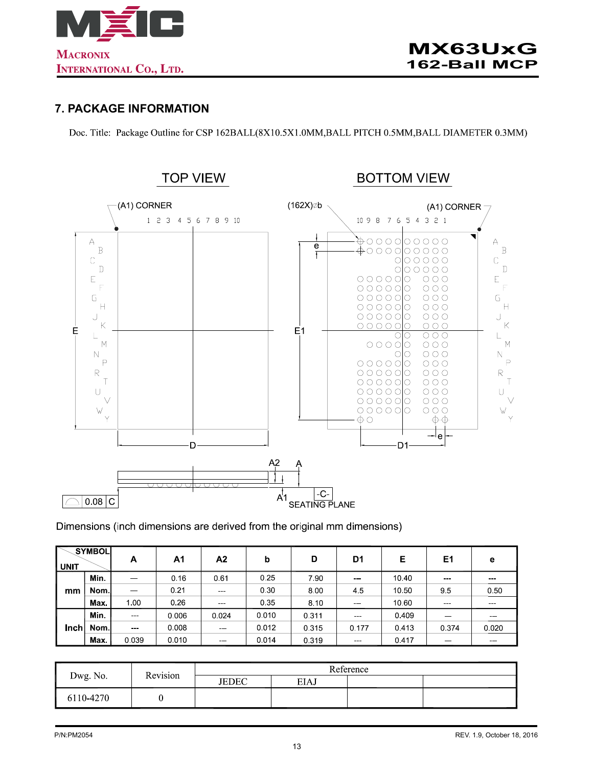## 7. PACKAGE INFORMATION

Doc. Title: Package Outline for CSP 162BALL(8X10.5X1.0MM,BALL PITCH 0.5MM,BALL DIAMETER 0.3MM)

Dimensions (inch dimensions are derived from the original mm dimensions)

| UNIT | SYMBOL | A | A1 | A2 | b | D | D1 | E | E1 | e |
|---|---|---|---|---|---|---|---|---|---|---|
| mm | Min. | — | 0.16 | 0.61 | 0.25 | 7.90 | --- | 10.40 | --- | --- |
| | Nom. | — | 0.21 | --- | 0.30 | 8.00 | 4.5 | 10.50 | 9.5 | 0.50 |
| | Max. | 1.00 | 0.26 | --- | 0.35 | 8.10 | --- | 10.60 | --- | --- |
| Inch | Min. | --- | 0.006 | 0.024 | 0.010 | 0.311 | --- | 0.409 | — | — |
| | Nom. | --- | 0.008 | — | 0.012 | 0.315 | 0.177 | 0.413 | 0.374 | 0.020 |
| | Max. | 0.039 | 0.010 | — | 0.014 | 0.319 | --- | 0.417 | — | — |

| Dwg. No. | Revision | Reference | | | |
|---|---|---|---|---|---|
| | | JEDEC | EIAJ | | |
| 6110-4270 | 0 | | | | |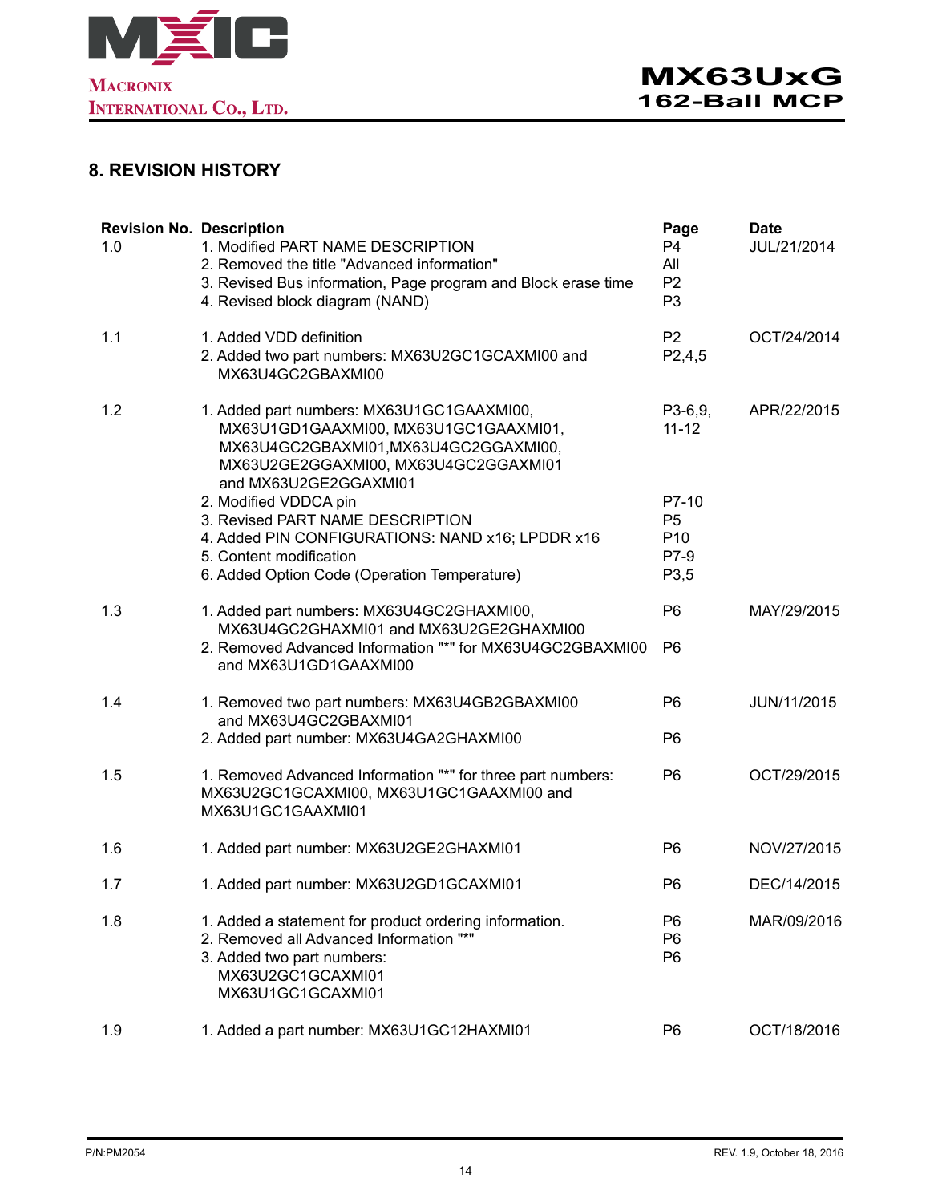## 8. REVISION HISTORY

| Revision No. | Description | Page | Date |
|---|---|---|---|
| 1.0 | 1. Modified PART NAME DESCRIPTION<br>2. Removed the title "Advanced information"<br>3. Revised Bus information, Page program and Block erase time<br>4. Revised block diagram (NAND) | P4<br>All<br>P2<br>P3 | JUL/21/2014 |
| 1.1 | 1. Added VDD definition<br>2. Added two part numbers: MX63U2GC1GCAXMI00 and MX63U4GC2GBAXMI00 | P2<br>P2,4,5 | OCT/24/2014 |
| 1.2 | 1. Added part numbers: MX63U1GC1GAAXMI00, MX63U1GD1GAAXMI00, MX63U1GC1GAAXMI01, MX63U4GC2GBAXMI01,MX63U4GC2GGAXMI00, MX63U2GE2GGAXMI00, MX63U4GC2GGAXMI01 and MX63U2GE2GGAXMI01<br>2. Modified VDDCA pin<br>3. Revised PART NAME DESCRIPTION<br>4. Added PIN CONFIGURATIONS: NAND x16; LPDDR x16<br>5. Content modification<br>6. Added Option Code (Operation Temperature) | P3-6,9, 11-12<br><br><br><br>P7-10<br>P5<br>P10<br>P7-9<br>P3,5 | APR/22/2015 |
| 1.3 | 1. Added part numbers: MX63U4GC2GHAXMI00, MX63U4GC2GHAXMI01 and MX63U2GE2GHAXMI00<br>2. Removed Advanced Information "*" for MX63U4GC2GBAXMI00 and MX63U1GD1GAAXMI00 | P6<br><br>P6 | MAY/29/2015 |
| 1.4 | 1. Removed two part numbers: MX63U4GB2GBAXMI00 and MX63U4GC2GBAXMI01<br>2. Added part number: MX63U4GA2GHAXMI00 | P6<br><br>P6 | JUN/11/2015 |
| 1.5 | 1. Removed Advanced Information "*" for three part numbers: MX63U2GC1GCAXMI00, MX63U1GC1GAAXMI00 and MX63U1GC1GAAXMI01 | P6 | OCT/29/2015 |
| 1.6 | 1. Added part number: MX63U2GE2GHAXMI01 | P6 | NOV/27/2015 |
| 1.7 | 1. Added part number: MX63U2GD1GCAXMI01 | P6 | DEC/14/2015 |
| 1.8 | 1. Added a statement for product ordering information.<br>2. Removed all Advanced Information "*"<br>3. Added two part numbers: MX63U2GC1GCAXMI01 MX63U1GC1GCAXMI01 | P6<br>P6<br>P6 | MAR/09/2016 |
| 1.9 | 1. Added a part number: MX63U1GC12HAXMI01 | P6 | OCT/18/2016 |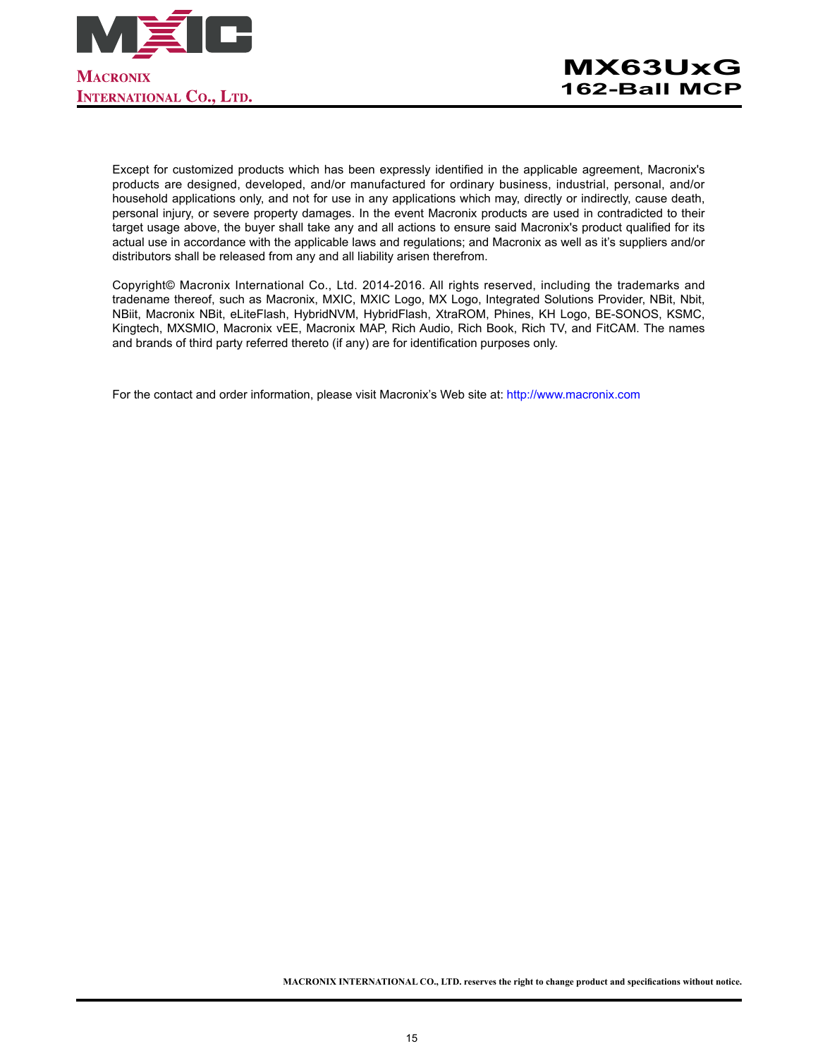Except for customized products which has been expressly identified in the applicable agreement, Macronix's products are designed, developed, and/or manufactured for ordinary business, industrial, personal, and/or household applications only, and not for use in any applications which may, directly or indirectly, cause death, personal injury, or severe property damages. In the event Macronix products are used in contradicted to their target usage above, the buyer shall take any and all actions to ensure said Macronix's product qualified for its actual use in accordance with the applicable laws and regulations; and Macronix as well as it's suppliers and/or distributors shall be released from any and all liability arisen therefrom.

Copyright© Macronix International Co., Ltd. 2014-2016. All rights reserved, including the trademarks and tradename thereof, such as Macronix, MXIC, MXIC Logo, MX Logo, Integrated Solutions Provider, NBit, Nbit, NBiit, Macronix NBit, eLiteFlash, HybridNVM, HybridFlash, XtraROM, Phines, KH Logo, BE-SONOS, KSMC, Kingtech, MXSMIO, Macronix vEE, Macronix MAP, Rich Audio, Rich Book, Rich TV, and FitCAM. The names and brands of third party referred thereto (if any) are for identification purposes only.

For the contact and order information, please visit Macronix's Web site at: http://www.macronix.com

MACRONIX INTERNATIONAL CO., LTD. reserves the right to change product and specifications without notice.